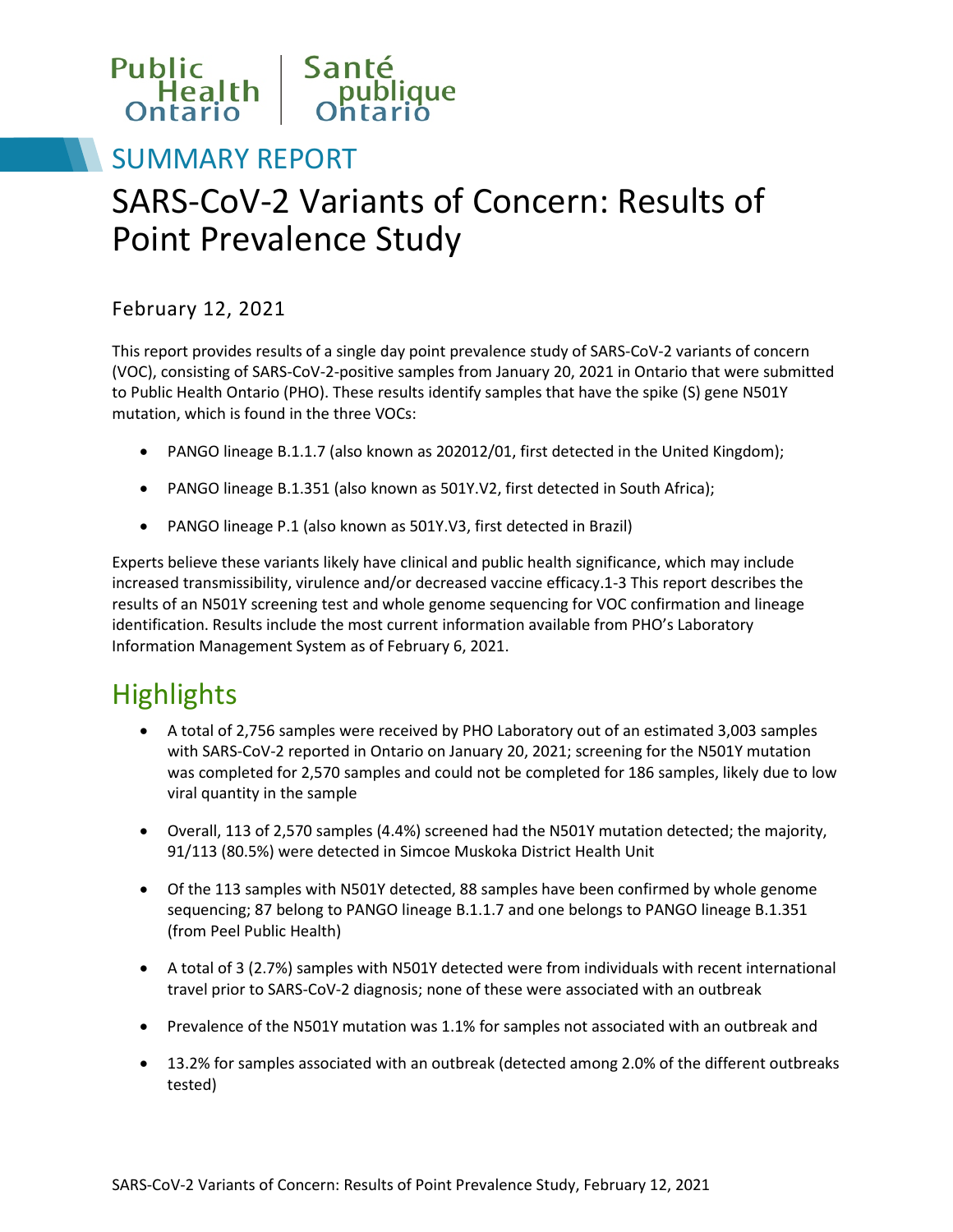# SUMMARY REPORT

# SARS-CoV-2 Variants of Concern: Results of Point Prevalence Study

February 12, 2021

This report provides results of a single day point prevalence study of SARS-CoV-2 variants of concern (VOC), consisting of SARS-CoV-2-positive samples from January 20, 2021 in Ontario that were submitted to Public Health Ontario (PHO). These results identify samples that have the spike (S) gene N501Y mutation, which is found in the three VOCs:

- PANGO lineage B.1.1.7 (also known as 202012/01, first detected in the United Kingdom);
- PANGO lineage B.1.351 (also known as 501Y.V2, first detected in South Africa);
- PANGO lineage P.1 (also known as 501Y.V3, first detected in Brazil)

Experts believe these variants likely have clinical and public health significance, which may include increased transmissibility, virulence and/or decreased vaccine efficacy.[1-3] This report describes the results of an N501Y screening test and whole genome sequencing for VOC confirmation and lineage identification. Results include the most current information available from PHO's Laboratory Information Management System as of February 6, 2021.

## Highlights

- A total of 2,756 samples were received by PHO Laboratory out of an estimated 3,003 samples with SARS-CoV-2 reported in Ontario on January 20, 2021; screening for the N501Y mutation was completed for 2,570 samples and could not be completed for 186 samples, likely due to low viral quantity in the sample
- Overall, 113 of 2,570 samples (4.4%) screened had the N501Y mutation detected; the majority, 91/113 (80.5%) were detected in Simcoe Muskoka District Health Unit
- Of the 113 samples with N501Y detected, 88 samples have been confirmed by whole genome sequencing; 87 belong to PANGO lineage B.1.1.7 and one belongs to PANGO lineage B.1.351 (from Peel Public Health)
- A total of 3 (2.7%) samples with N501Y detected were from individuals with recent international travel prior to SARS-CoV-2 diagnosis; none of these were associated with an outbreak
- Prevalence of the N501Y mutation was 1.1% for samples not associated with an outbreak and
- 13.2% for samples associated with an outbreak (detected among 2.0% of the different outbreaks tested)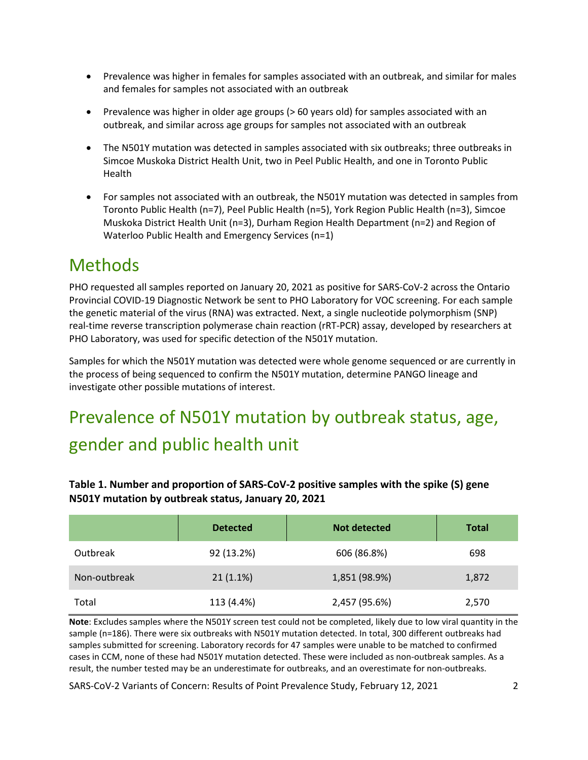- Prevalence was higher in females for samples associated with an outbreak, and similar for males and females for samples not associated with an outbreak
- Prevalence was higher in older age groups (> 60 years old) for samples associated with an outbreak, and similar across age groups for samples not associated with an outbreak
- The N501Y mutation was detected in samples associated with six outbreaks; three outbreaks in Simcoe Muskoka District Health Unit, two in Peel Public Health, and one in Toronto Public Health
- For samples not associated with an outbreak, the N501Y mutation was detected in samples from Toronto Public Health (n=7), Peel Public Health (n=5), York Region Public Health (n=3), Simcoe Muskoka District Health Unit (n=3), Durham Region Health Department (n=2) and Region of Waterloo Public Health and Emergency Services (n=1)

# Methods

PHO requested all samples reported on January 20, 2021 as positive for SARS-CoV-2 across the Ontario Provincial COVID-19 Diagnostic Network be sent to PHO Laboratory for VOC screening. For each sample the genetic material of the virus (RNA) was extracted. Next, a single nucleotide polymorphism (SNP) real-time reverse transcription polymerase chain reaction (rRT-PCR) assay, developed by researchers at PHO Laboratory, was used for specific detection of the N501Y mutation.

Samples for which the N501Y mutation was detected were whole genome sequenced or are currently in the process of being sequenced to confirm the N501Y mutation, determine PANGO lineage and investigate other possible mutations of interest.

# Prevalence of N501Y mutation by outbreak status, age, gender and public health unit

**Table 1. Number and proportion of SARS-CoV-2 positive samples with the spike (S) gene N501Y mutation by outbreak status, January 20, 2021**

| | Detected | Not detected | Total |
|---|---|---|---|
| Outbreak | 92 (13.2%) | 606 (86.8%) | 698 |
| Non-outbreak | 21 (1.1%) | 1,851 (98.9%) | 1,872 |
| Total | 113 (4.4%) | 2,457 (95.6%) | 2,570 |

**Note**: Excludes samples where the N501Y screen test could not be completed, likely due to low viral quantity in the sample (n=186). There were six outbreaks with N501Y mutation detected. In total, 300 different outbreaks had samples submitted for screening. Laboratory records for 47 samples were unable to be matched to confirmed cases in CCM, none of these had N501Y mutation detected. These were included as non-outbreak samples. As a result, the number tested may be an underestimate for outbreaks, and an overestimate for non-outbreaks.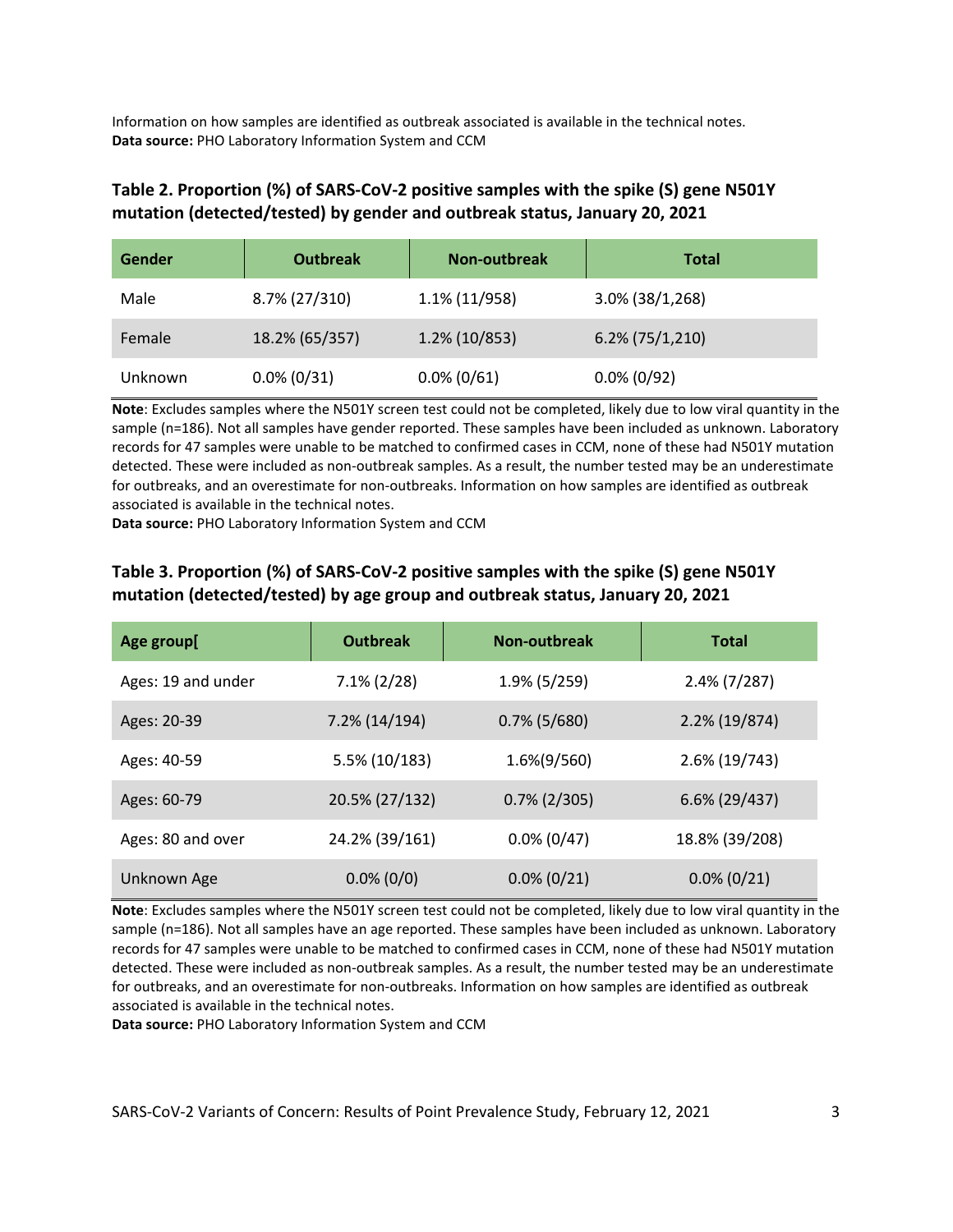Information on how samples are identified as outbreak associated is available in the technical notes.
**Data source:** PHO Laboratory Information System and CCM

### Table 2. Proportion (%) of SARS-CoV-2 positive samples with the spike (S) gene N501Y mutation (detected/tested) by gender and outbreak status, January 20, 2021

| Gender | Outbreak | Non-outbreak | Total |
|---|---|---|---|
| Male | 8.7% (27/310) | 1.1% (11/958) | 3.0% (38/1,268) |
| Female | 18.2% (65/357) | 1.2% (10/853) | 6.2% (75/1,210) |
| Unknown | 0.0% (0/31) | 0.0% (0/61) | 0.0% (0/92) |

**Note**: Excludes samples where the N501Y screen test could not be completed, likely due to low viral quantity in the sample (n=186). Not all samples have gender reported. These samples have been included as unknown. Laboratory records for 47 samples were unable to be matched to confirmed cases in CCM, none of these had N501Y mutation detected. These were included as non-outbreak samples. As a result, the number tested may be an underestimate for outbreaks, and an overestimate for non-outbreaks. Information on how samples are identified as outbreak associated is available in the technical notes.
**Data source:** PHO Laboratory Information System and CCM

### Table 3. Proportion (%) of SARS-CoV-2 positive samples with the spike (S) gene N501Y mutation (detected/tested) by age group and outbreak status, January 20, 2021

| Age group[ | Outbreak | Non-outbreak | Total |
|---|---|---|---|
| Ages: 19 and under | 7.1% (2/28) | 1.9% (5/259) | 2.4% (7/287) |
| Ages: 20-39 | 7.2% (14/194) | 0.7% (5/680) | 2.2% (19/874) |
| Ages: 40-59 | 5.5% (10/183) | 1.6%(9/560) | 2.6% (19/743) |
| Ages: 60-79 | 20.5% (27/132) | 0.7% (2/305) | 6.6% (29/437) |
| Ages: 80 and over | 24.2% (39/161) | 0.0% (0/47) | 18.8% (39/208) |
| Unknown Age | 0.0% (0/0) | 0.0% (0/21) | 0.0% (0/21) |

**Note**: Excludes samples where the N501Y screen test could not be completed, likely due to low viral quantity in the sample (n=186). Not all samples have an age reported. These samples have been included as unknown. Laboratory records for 47 samples were unable to be matched to confirmed cases in CCM, none of these had N501Y mutation detected. These were included as non-outbreak samples. As a result, the number tested may be an underestimate for outbreaks, and an overestimate for non-outbreaks. Information on how samples are identified as outbreak associated is available in the technical notes.
**Data source:** PHO Laboratory Information System and CCM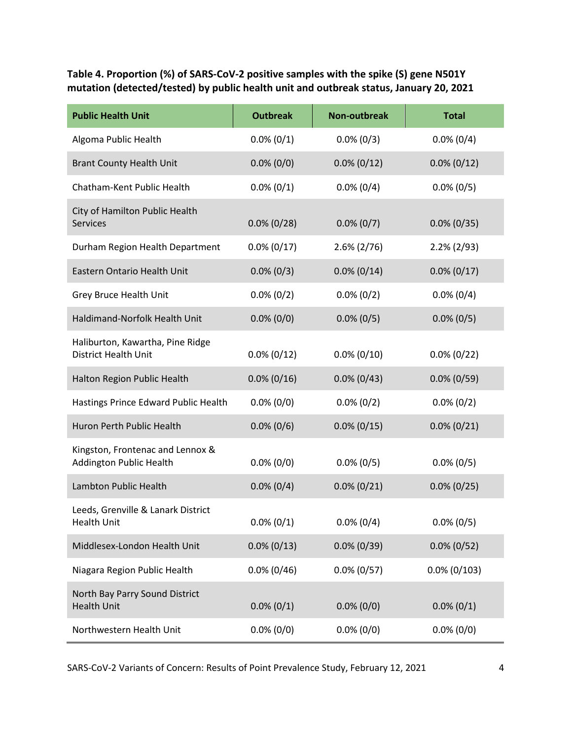**Table 4. Proportion (%) of SARS-CoV-2 positive samples with the spike (S) gene N501Y mutation (detected/tested) by public health unit and outbreak status, January 20, 2021**

| Public Health Unit | Outbreak | Non-outbreak | Total |
|---|---|---|---|
| Algoma Public Health | 0.0% (0/1) | 0.0% (0/3) | 0.0% (0/4) |
| Brant County Health Unit | 0.0% (0/0) | 0.0% (0/12) | 0.0% (0/12) |
| Chatham-Kent Public Health | 0.0% (0/1) | 0.0% (0/4) | 0.0% (0/5) |
| City of Hamilton Public Health Services | 0.0% (0/28) | 0.0% (0/7) | 0.0% (0/35) |
| Durham Region Health Department | 0.0% (0/17) | 2.6% (2/76) | 2.2% (2/93) |
| Eastern Ontario Health Unit | 0.0% (0/3) | 0.0% (0/14) | 0.0% (0/17) |
| Grey Bruce Health Unit | 0.0% (0/2) | 0.0% (0/2) | 0.0% (0/4) |
| Haldimand-Norfolk Health Unit | 0.0% (0/0) | 0.0% (0/5) | 0.0% (0/5) |
| Haliburton, Kawartha, Pine Ridge District Health Unit | 0.0% (0/12) | 0.0% (0/10) | 0.0% (0/22) |
| Halton Region Public Health | 0.0% (0/16) | 0.0% (0/43) | 0.0% (0/59) |
| Hastings Prince Edward Public Health | 0.0% (0/0) | 0.0% (0/2) | 0.0% (0/2) |
| Huron Perth Public Health | 0.0% (0/6) | 0.0% (0/15) | 0.0% (0/21) |
| Kingston, Frontenac and Lennox & Addington Public Health | 0.0% (0/0) | 0.0% (0/5) | 0.0% (0/5) |
| Lambton Public Health | 0.0% (0/4) | 0.0% (0/21) | 0.0% (0/25) |
| Leeds, Grenville & Lanark District Health Unit | 0.0% (0/1) | 0.0% (0/4) | 0.0% (0/5) |
| Middlesex-London Health Unit | 0.0% (0/13) | 0.0% (0/39) | 0.0% (0/52) |
| Niagara Region Public Health | 0.0% (0/46) | 0.0% (0/57) | 0.0% (0/103) |
| North Bay Parry Sound District Health Unit | 0.0% (0/1) | 0.0% (0/0) | 0.0% (0/1) |
| Northwestern Health Unit | 0.0% (0/0) | 0.0% (0/0) | 0.0% (0/0) |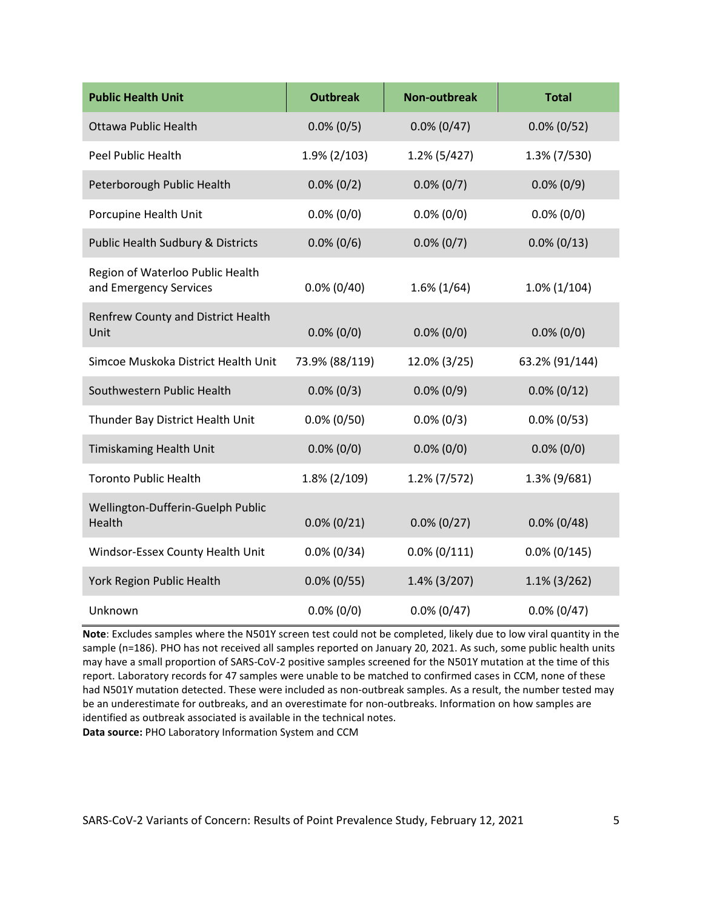| Public Health Unit | Outbreak | Non-outbreak | Total |
| --- | --- | --- | --- |
| Ottawa Public Health | 0.0% (0/5) | 0.0% (0/47) | 0.0% (0/52) |
| Peel Public Health | 1.9% (2/103) | 1.2% (5/427) | 1.3% (7/530) |
| Peterborough Public Health | 0.0% (0/2) | 0.0% (0/7) | 0.0% (0/9) |
| Porcupine Health Unit | 0.0% (0/0) | 0.0% (0/0) | 0.0% (0/0) |
| Public Health Sudbury & Districts | 0.0% (0/6) | 0.0% (0/7) | 0.0% (0/13) |
| Region of Waterloo Public Health and Emergency Services | 0.0% (0/40) | 1.6% (1/64) | 1.0% (1/104) |
| Renfrew County and District Health Unit | 0.0% (0/0) | 0.0% (0/0) | 0.0% (0/0) |
| Simcoe Muskoka District Health Unit | 73.9% (88/119) | 12.0% (3/25) | 63.2% (91/144) |
| Southwestern Public Health | 0.0% (0/3) | 0.0% (0/9) | 0.0% (0/12) |
| Thunder Bay District Health Unit | 0.0% (0/50) | 0.0% (0/3) | 0.0% (0/53) |
| Timiskaming Health Unit | 0.0% (0/0) | 0.0% (0/0) | 0.0% (0/0) |
| Toronto Public Health | 1.8% (2/109) | 1.2% (7/572) | 1.3% (9/681) |
| Wellington-Dufferin-Guelph Public Health | 0.0% (0/21) | 0.0% (0/27) | 0.0% (0/48) |
| Windsor-Essex County Health Unit | 0.0% (0/34) | 0.0% (0/111) | 0.0% (0/145) |
| York Region Public Health | 0.0% (0/55) | 1.4% (3/207) | 1.1% (3/262) |
| Unknown | 0.0% (0/0) | 0.0% (0/47) | 0.0% (0/47) |

**Note**: Excludes samples where the N501Y screen test could not be completed, likely due to low viral quantity in the sample (n=186). PHO has not received all samples reported on January 20, 2021. As such, some public health units may have a small proportion of SARS-CoV-2 positive samples screened for the N501Y mutation at the time of this report. Laboratory records for 47 samples were unable to be matched to confirmed cases in CCM, none of these had N501Y mutation detected. These were included as non-outbreak samples. As a result, the number tested may be an underestimate for outbreaks, and an overestimate for non-outbreaks. Information on how samples are identified as outbreak associated is available in the technical notes.

**Data source:** PHO Laboratory Information System and CCM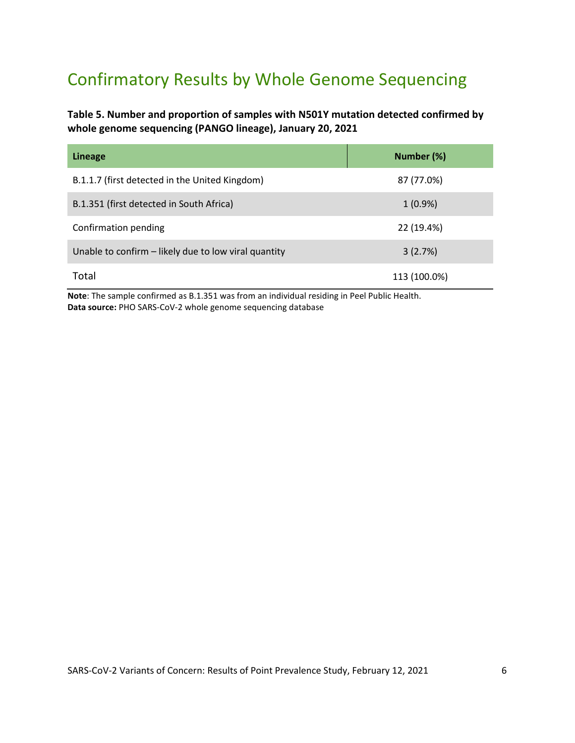# Confirmatory Results by Whole Genome Sequencing

**Table 5. Number and proportion of samples with N501Y mutation detected confirmed by whole genome sequencing (PANGO lineage), January 20, 2021**

| Lineage | Number (%) |
|---|---|
| B.1.1.7 (first detected in the United Kingdom) | 87 (77.0%) |
| B.1.351 (first detected in South Africa) | 1 (0.9%) |
| Confirmation pending | 22 (19.4%) |
| Unable to confirm – likely due to low viral quantity | 3 (2.7%) |
| Total | 113 (100.0%) |

**Note**: The sample confirmed as B.1.351 was from an individual residing in Peel Public Health.
**Data source:** PHO SARS-CoV-2 whole genome sequencing database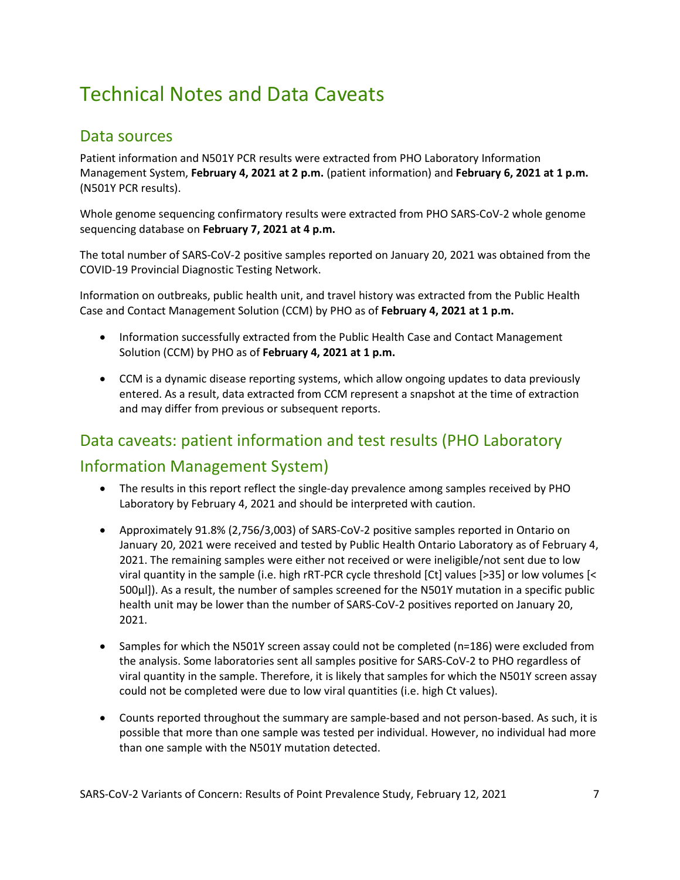# Technical Notes and Data Caveats

## Data sources

Patient information and N501Y PCR results were extracted from PHO Laboratory Information Management System, **February 4, 2021 at 2 p.m.** (patient information) and **February 6, 2021 at 1 p.m.** (N501Y PCR results).

Whole genome sequencing confirmatory results were extracted from PHO SARS-CoV-2 whole genome sequencing database on **February 7, 2021 at 4 p.m.**

The total number of SARS-CoV-2 positive samples reported on January 20, 2021 was obtained from the COVID-19 Provincial Diagnostic Testing Network.

Information on outbreaks, public health unit, and travel history was extracted from the Public Health Case and Contact Management Solution (CCM) by PHO as of **February 4, 2021 at 1 p.m.**

- Information successfully extracted from the Public Health Case and Contact Management Solution (CCM) by PHO as of **February 4, 2021 at 1 p.m.**
- CCM is a dynamic disease reporting systems, which allow ongoing updates to data previously entered. As a result, data extracted from CCM represent a snapshot at the time of extraction and may differ from previous or subsequent reports.

## Data caveats: patient information and test results (PHO Laboratory Information Management System)

- The results in this report reflect the single-day prevalence among samples received by PHO Laboratory by February 4, 2021 and should be interpreted with caution.
- Approximately 91.8% (2,756/3,003) of SARS-CoV-2 positive samples reported in Ontario on January 20, 2021 were received and tested by Public Health Ontario Laboratory as of February 4, 2021. The remaining samples were either not received or were ineligible/not sent due to low viral quantity in the sample (i.e. high rRT-PCR cycle threshold [Ct] values [>35] or low volumes [< 500µl]). As a result, the number of samples screened for the N501Y mutation in a specific public health unit may be lower than the number of SARS-CoV-2 positives reported on January 20, 2021.
- Samples for which the N501Y screen assay could not be completed (n=186) were excluded from the analysis. Some laboratories sent all samples positive for SARS-CoV-2 to PHO regardless of viral quantity in the sample. Therefore, it is likely that samples for which the N501Y screen assay could not be completed were due to low viral quantities (i.e. high Ct values).
- Counts reported throughout the summary are sample-based and not person-based. As such, it is possible that more than one sample was tested per individual. However, no individual had more than one sample with the N501Y mutation detected.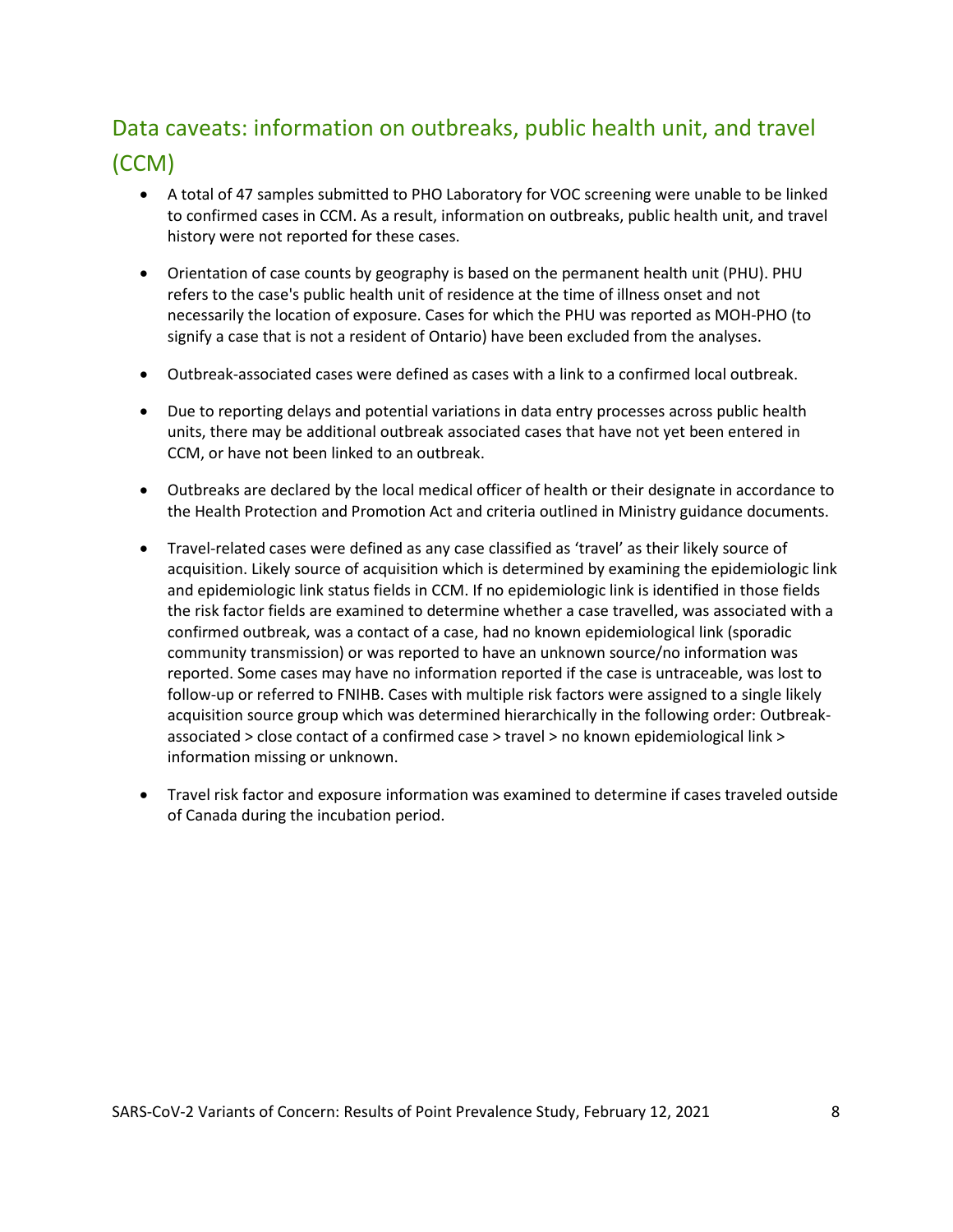## Data caveats: information on outbreaks, public health unit, and travel (CCM)

- A total of 47 samples submitted to PHO Laboratory for VOC screening were unable to be linked to confirmed cases in CCM. As a result, information on outbreaks, public health unit, and travel history were not reported for these cases.
- Orientation of case counts by geography is based on the permanent health unit (PHU). PHU refers to the case's public health unit of residence at the time of illness onset and not necessarily the location of exposure. Cases for which the PHU was reported as MOH-PHO (to signify a case that is not a resident of Ontario) have been excluded from the analyses.
- Outbreak-associated cases were defined as cases with a link to a confirmed local outbreak.
- Due to reporting delays and potential variations in data entry processes across public health units, there may be additional outbreak associated cases that have not yet been entered in CCM, or have not been linked to an outbreak.
- Outbreaks are declared by the local medical officer of health or their designate in accordance to the Health Protection and Promotion Act and criteria outlined in Ministry guidance documents.
- Travel-related cases were defined as any case classified as 'travel' as their likely source of acquisition. Likely source of acquisition which is determined by examining the epidemiologic link and epidemiologic link status fields in CCM. If no epidemiologic link is identified in those fields the risk factor fields are examined to determine whether a case travelled, was associated with a confirmed outbreak, was a contact of a case, had no known epidemiological link (sporadic community transmission) or was reported to have an unknown source/no information was reported. Some cases may have no information reported if the case is untraceable, was lost to follow-up or referred to FNIHB. Cases with multiple risk factors were assigned to a single likely acquisition source group which was determined hierarchically in the following order: Outbreak-associated > close contact of a confirmed case > travel > no known epidemiological link > information missing or unknown.
- Travel risk factor and exposure information was examined to determine if cases traveled outside of Canada during the incubation period.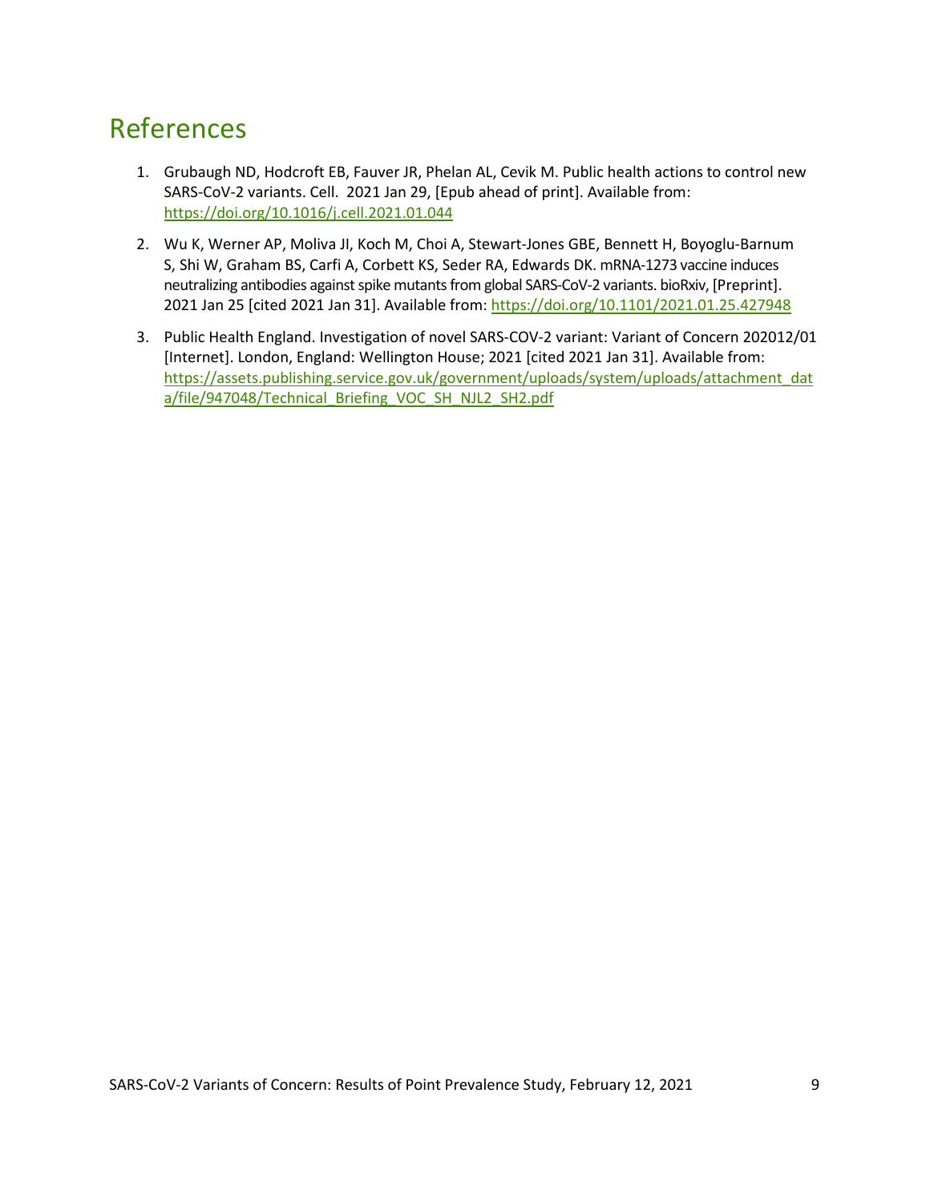# References

1. Grubaugh ND, Hodcroft EB, Fauver JR, Phelan AL, Cevik M. Public health actions to control new SARS-CoV-2 variants. Cell. 2021 Jan 29, [Epub ahead of print]. Available from: https://doi.org/10.1016/j.cell.2021.01.044
2. Wu K, Werner AP, Moliva JI, Koch M, Choi A, Stewart-Jones GBE, Bennett H, Boyoglu-Barnum S, Shi W, Graham BS, Carfi A, Corbett KS, Seder RA, Edwards DK. mRNA-1273 vaccine induces neutralizing antibodies against spike mutants from global SARS-CoV-2 variants. bioRxiv, [Preprint]. 2021 Jan 25 [cited 2021 Jan 31]. Available from: https://doi.org/10.1101/2021.01.25.427948
3. Public Health England. Investigation of novel SARS-COV-2 variant: Variant of Concern 202012/01 [Internet]. London, England: Wellington House; 2021 [cited 2021 Jan 31]. Available from: https://assets.publishing.service.gov.uk/government/uploads/system/uploads/attachment_data/file/947048/Technical_Briefing_VOC_SH_NJL2_SH2.pdf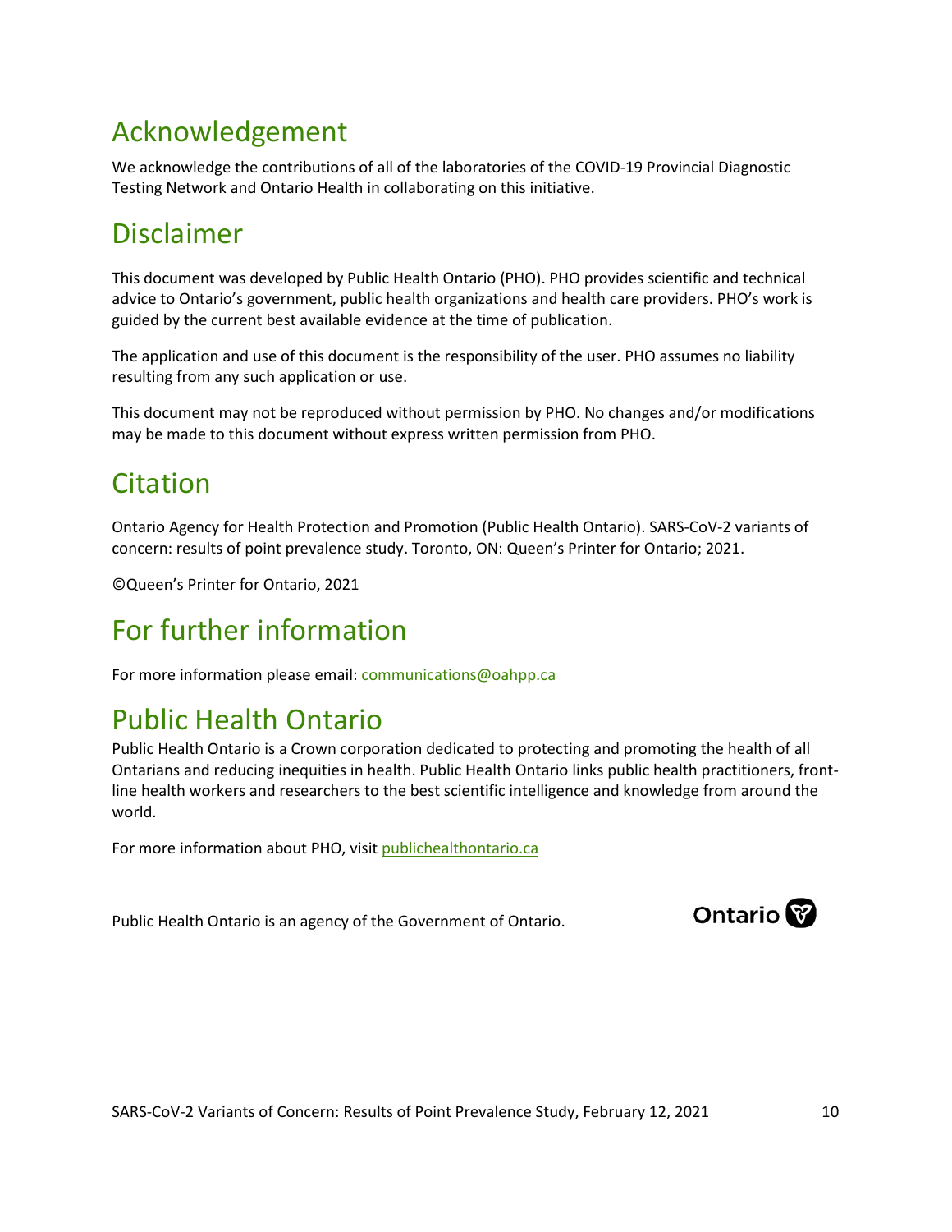## Acknowledgement

We acknowledge the contributions of all of the laboratories of the COVID-19 Provincial Diagnostic Testing Network and Ontario Health in collaborating on this initiative.

## Disclaimer

This document was developed by Public Health Ontario (PHO). PHO provides scientific and technical advice to Ontario's government, public health organizations and health care providers. PHO's work is guided by the current best available evidence at the time of publication.

The application and use of this document is the responsibility of the user. PHO assumes no liability resulting from any such application or use.

This document may not be reproduced without permission by PHO. No changes and/or modifications may be made to this document without express written permission from PHO.

## Citation

Ontario Agency for Health Protection and Promotion (Public Health Ontario). SARS-CoV-2 variants of concern: results of point prevalence study. Toronto, ON: Queen's Printer for Ontario; 2021.

©Queen's Printer for Ontario, 2021

## For further information

For more information please email: communications@oahpp.ca

## Public Health Ontario

Public Health Ontario is a Crown corporation dedicated to protecting and promoting the health of all Ontarians and reducing inequities in health. Public Health Ontario links public health practitioners, front-line health workers and researchers to the best scientific intelligence and knowledge from around the world.

For more information about PHO, visit publichealthontario.ca

Public Health Ontario is an agency of the Government of Ontario.

Ontario